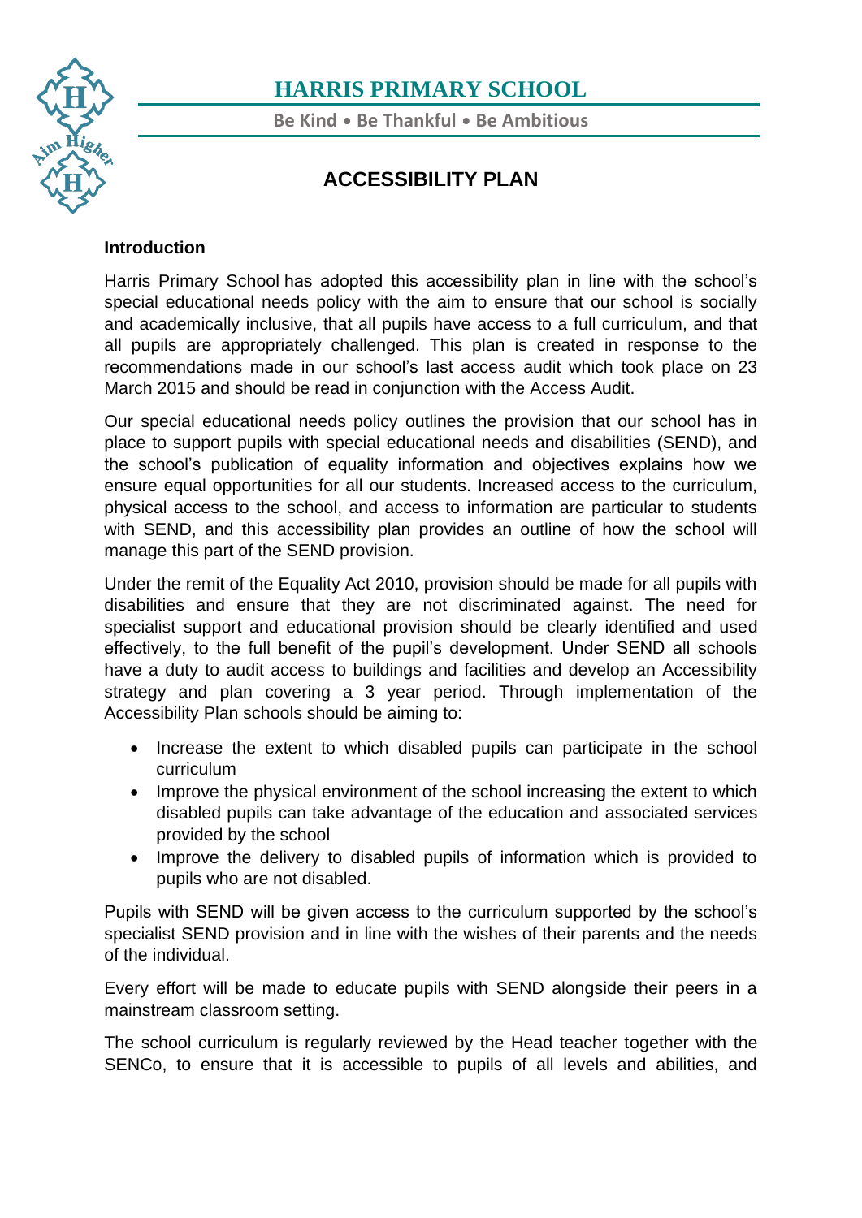# HARRIS PRIMARY SCHOOL

Be Kind • Be Thankful • Be Ambitious

## ACCESSIBILITY PLAN

**Introduction**

Harris Primary School has adopted this accessibility plan in line with the school's special educational needs policy with the aim to ensure that our school is socially and academically inclusive, that all pupils have access to a full curriculum, and that all pupils are appropriately challenged. This plan is created in response to the recommendations made in our school's last access audit which took place on 23 March 2015 and should be read in conjunction with the Access Audit.

Our special educational needs policy outlines the provision that our school has in place to support pupils with special educational needs and disabilities (SEND), and the school's publication of equality information and objectives explains how we ensure equal opportunities for all our students. Increased access to the curriculum, physical access to the school, and access to information are particular to students with SEND, and this accessibility plan provides an outline of how the school will manage this part of the SEND provision.

Under the remit of the Equality Act 2010, provision should be made for all pupils with disabilities and ensure that they are not discriminated against. The need for specialist support and educational provision should be clearly identified and used effectively, to the full benefit of the pupil's development. Under SEND all schools have a duty to audit access to buildings and facilities and develop an Accessibility strategy and plan covering a 3 year period. Through implementation of the Accessibility Plan schools should be aiming to:

- Increase the extent to which disabled pupils can participate in the school curriculum
- Improve the physical environment of the school increasing the extent to which disabled pupils can take advantage of the education and associated services provided by the school
- Improve the delivery to disabled pupils of information which is provided to pupils who are not disabled.

Pupils with SEND will be given access to the curriculum supported by the school's specialist SEND provision and in line with the wishes of their parents and the needs of the individual.

Every effort will be made to educate pupils with SEND alongside their peers in a mainstream classroom setting.

The school curriculum is regularly reviewed by the Head teacher together with the SENCo, to ensure that it is accessible to pupils of all levels and abilities, and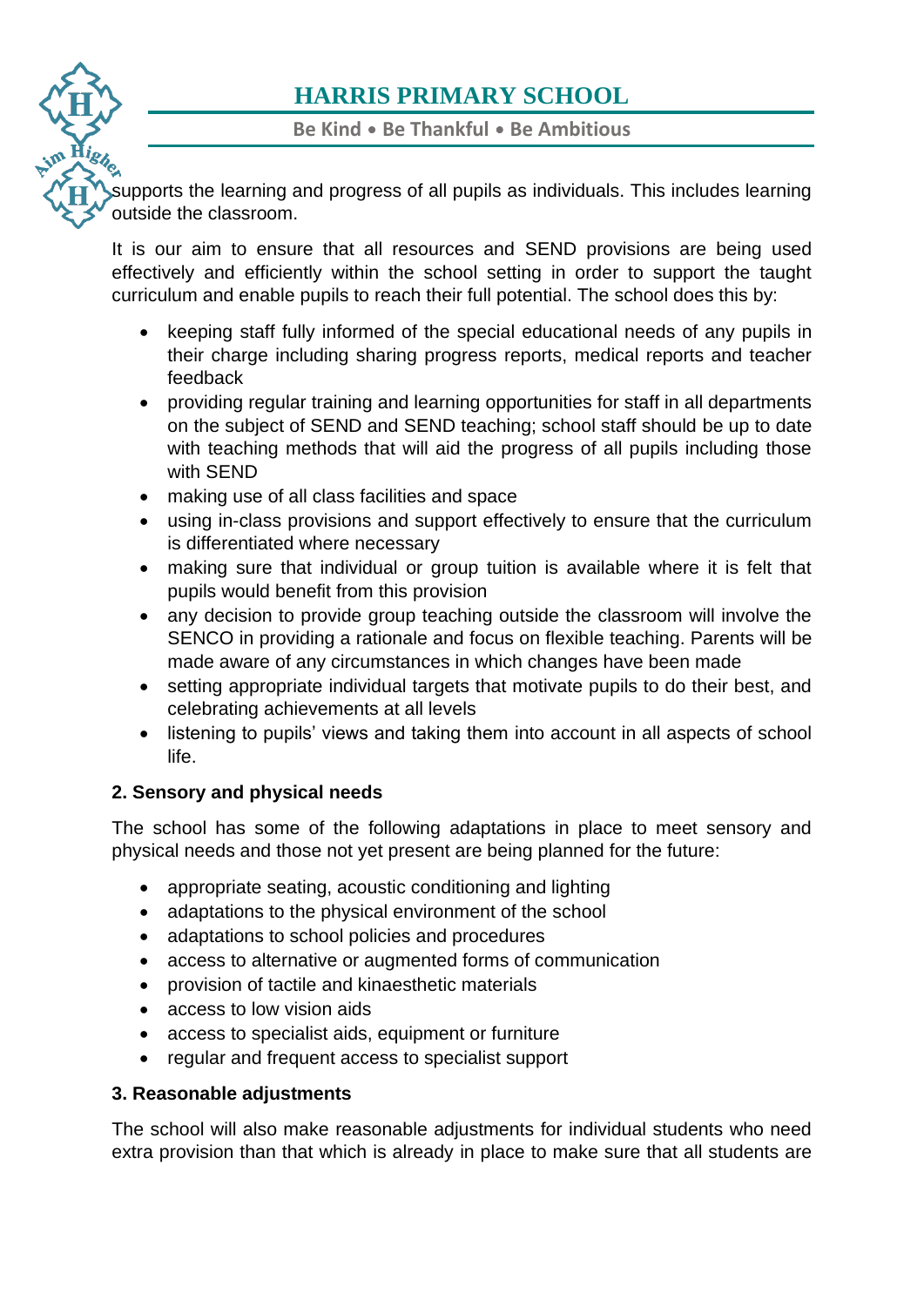supports the learning and progress of all pupils as individuals. This includes learning outside the classroom.

It is our aim to ensure that all resources and SEND provisions are being used effectively and efficiently within the school setting in order to support the taught curriculum and enable pupils to reach their full potential. The school does this by:

- keeping staff fully informed of the special educational needs of any pupils in their charge including sharing progress reports, medical reports and teacher feedback
- providing regular training and learning opportunities for staff in all departments on the subject of SEND and SEND teaching; school staff should be up to date with teaching methods that will aid the progress of all pupils including those with SEND
- making use of all class facilities and space
- using in-class provisions and support effectively to ensure that the curriculum is differentiated where necessary
- making sure that individual or group tuition is available where it is felt that pupils would benefit from this provision
- any decision to provide group teaching outside the classroom will involve the SENCO in providing a rationale and focus on flexible teaching. Parents will be made aware of any circumstances in which changes have been made
- setting appropriate individual targets that motivate pupils to do their best, and celebrating achievements at all levels
- listening to pupils' views and taking them into account in all aspects of school life.

**2. Sensory and physical needs**

The school has some of the following adaptations in place to meet sensory and physical needs and those not yet present are being planned for the future:

- appropriate seating, acoustic conditioning and lighting
- adaptations to the physical environment of the school
- adaptations to school policies and procedures
- access to alternative or augmented forms of communication
- provision of tactile and kinaesthetic materials
- access to low vision aids
- access to specialist aids, equipment or furniture
- regular and frequent access to specialist support

**3. Reasonable adjustments**

The school will also make reasonable adjustments for individual students who need extra provision than that which is already in place to make sure that all students are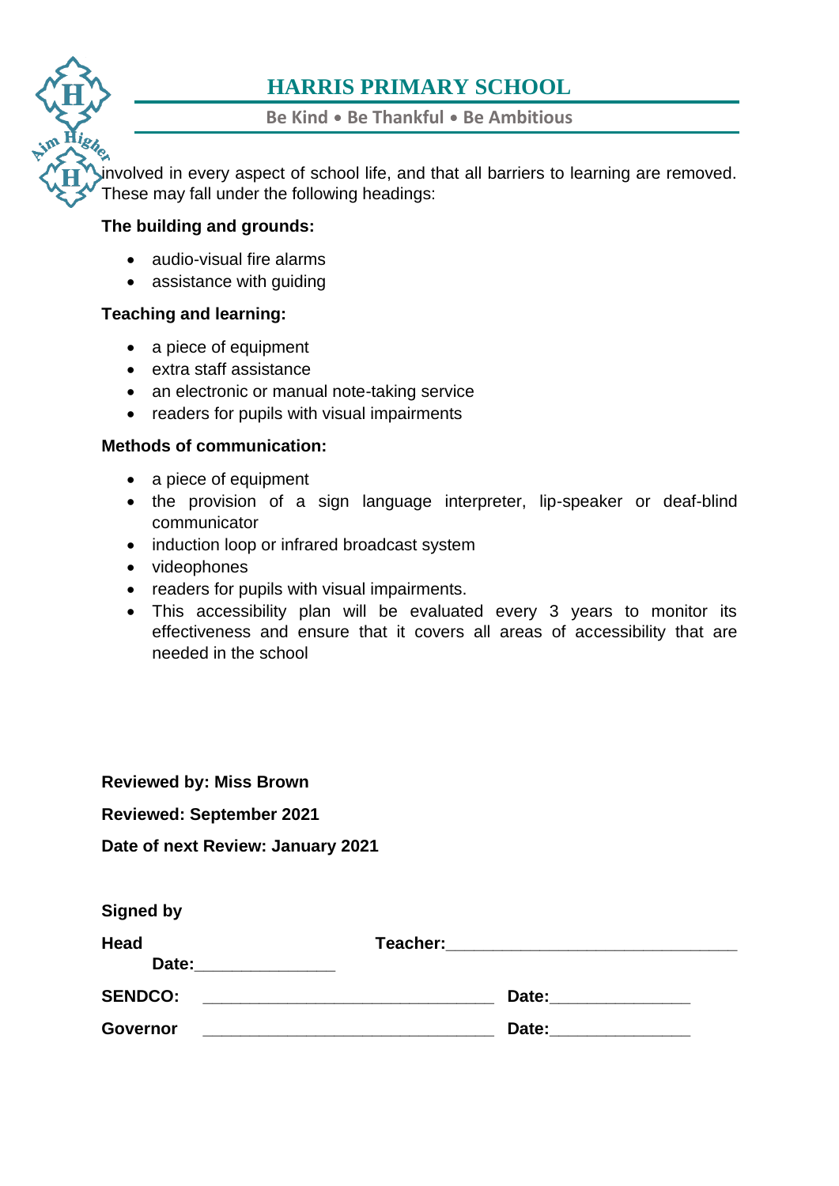involved in every aspect of school life, and that all barriers to learning are removed. These may fall under the following headings:

**The building and grounds:**

- audio-visual fire alarms
- assistance with guiding

**Teaching and learning:**

- a piece of equipment
- extra staff assistance
- an electronic or manual note-taking service
- readers for pupils with visual impairments

**Methods of communication:**

- a piece of equipment
- the provision of a sign language interpreter, lip-speaker or deaf-blind communicator
- induction loop or infrared broadcast system
- videophones
- readers for pupils with visual impairments.
- This accessibility plan will be evaluated every 3 years to monitor its effectiveness and ensure that it covers all areas of accessibility that are needed in the school

**Reviewed by: Miss Brown**

**Reviewed: September 2021**

**Date of next Review: January 2021**

**Signed by**

**Head** **Teacher:**______________________________ **Date:**______________

**SENDCO:** ______________________________ **Date:**______________

**Governor** ______________________________ **Date:**______________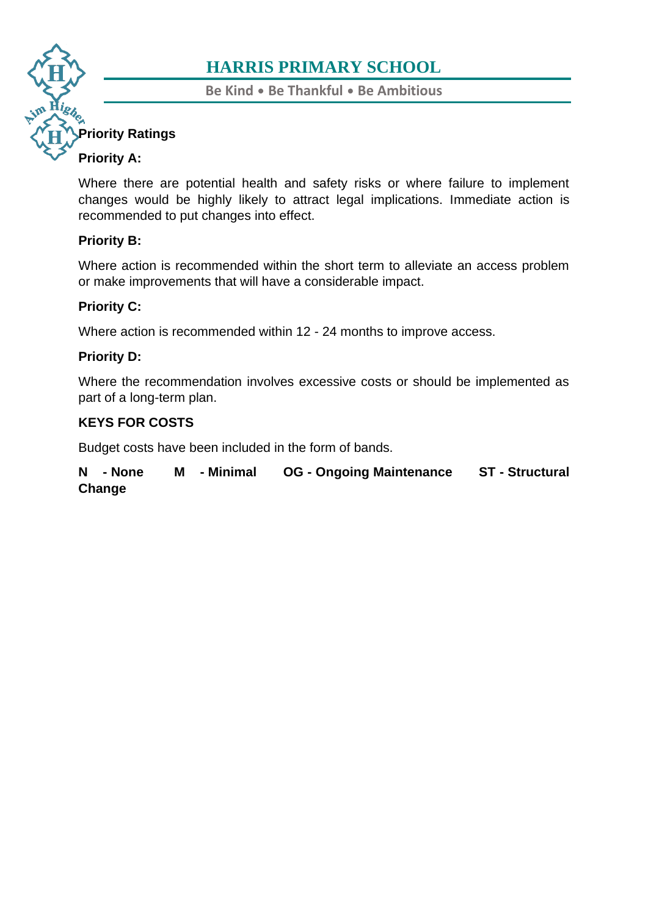## Priority Ratings

**Priority A:**

Where there are potential health and safety risks or where failure to implement changes would be highly likely to attract legal implications. Immediate action is recommended to put changes into effect.

**Priority B:**

Where action is recommended within the short term to alleviate an access problem or make improvements that will have a considerable impact.

**Priority C:**

Where action is recommended within 12 - 24 months to improve access.

**Priority D:**

Where the recommendation involves excessive costs or should be implemented as part of a long-term plan.

**KEYS FOR COSTS**

Budget costs have been included in the form of bands.

**N - None M - Minimal OG - Ongoing Maintenance ST - Structural Change**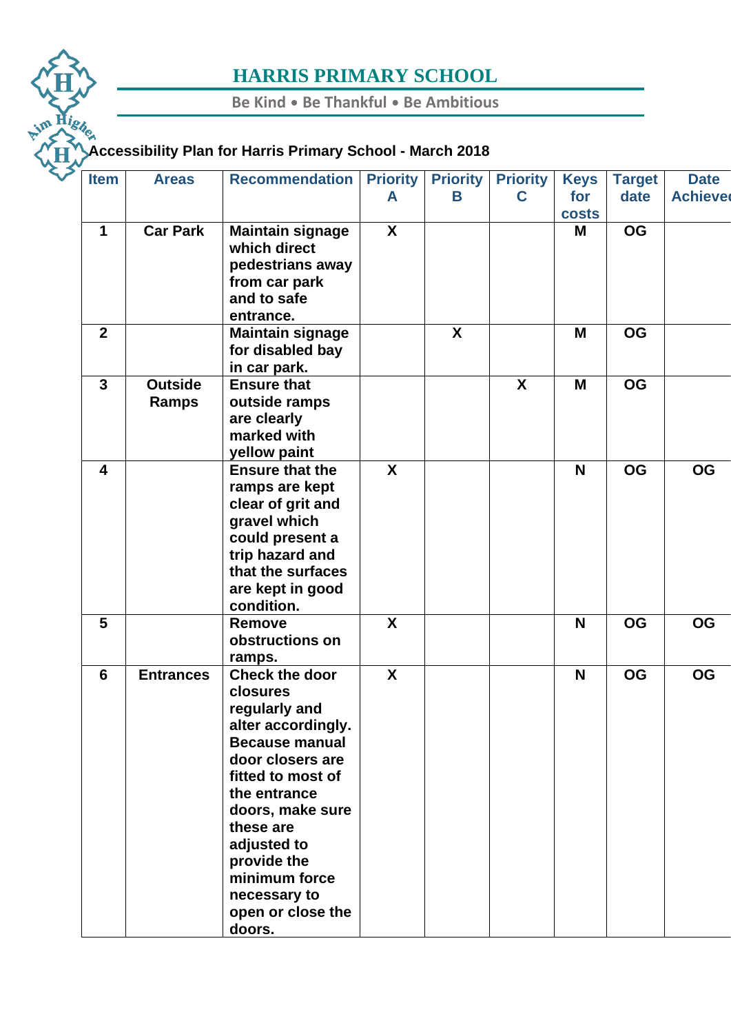# HARRIS PRIMARY SCHOOL

Be Kind • Be Thankful • Be Ambitious

**Accessibility Plan for Harris Primary School - March 2018**

| Item | Areas | Recommendation | Priority A | Priority B | Priority C | Keys for costs | Target date | Date Achieved |
|---|---|---|---|---|---|---|---|---|
| 1 | Car Park | Maintain signage which direct pedestrians away from car park and to safe entrance. | X | | | M | OG | |
| 2 | | Maintain signage for disabled bay in car park. | | X | | M | OG | |
| 3 | Outside Ramps | Ensure that outside ramps are clearly marked with yellow paint | | | X | M | OG | |
| 4 | | Ensure that the ramps are kept clear of grit and gravel which could present a trip hazard and that the surfaces are kept in good condition. | X | | | N | OG | OG |
| 5 | | Remove obstructions on ramps. | X | | | N | OG | OG |
| 6 | Entrances | Check the door closures regularly and alter accordingly. Because manual door closers are fitted to most of the entrance doors, make sure these are adjusted to provide the minimum force necessary to open or close the doors. | X | | | N | OG | OG |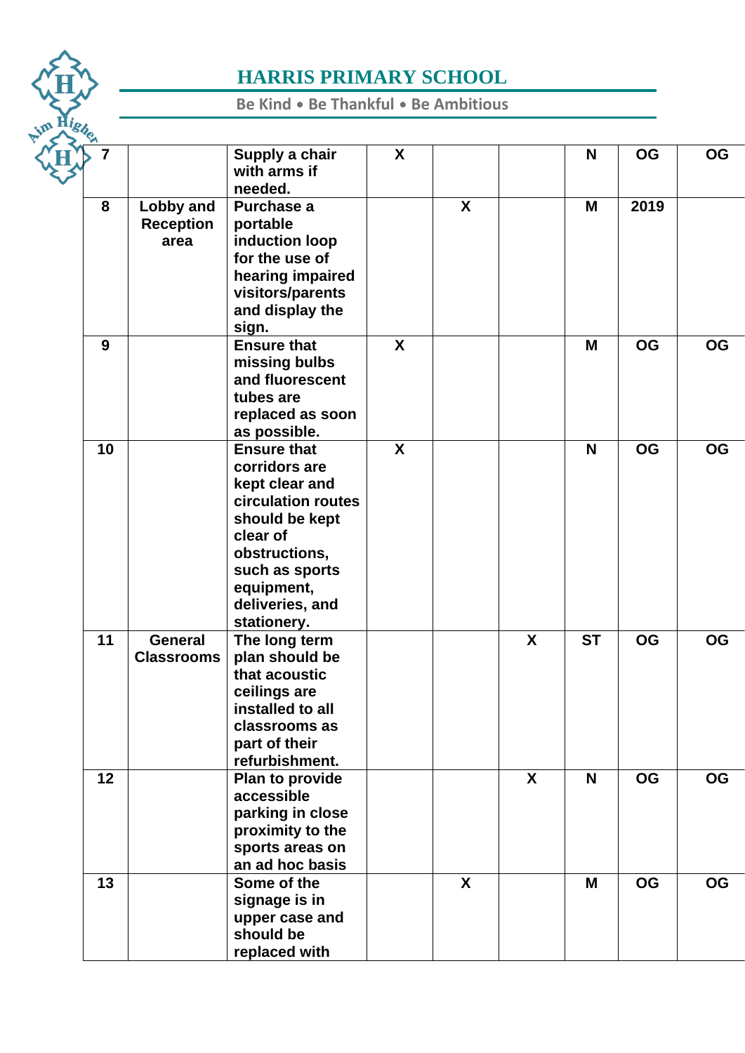| | | | | | | | | |
|---|---|---|---|---|---|---|---|---|
| **7** | | **Supply a chair with arms if needed.** | **X** | | | **N** | **OG** | **OG** |
| **8** | **Lobby and Reception area** | **Purchase a portable induction loop for the use of hearing impaired visitors/parents and display the sign.** | | **X** | | **M** | **2019** | |
| **9** | | **Ensure that missing bulbs and fluorescent tubes are replaced as soon as possible.** | **X** | | | **M** | **OG** | **OG** |
| **10** | | **Ensure that corridors are kept clear and circulation routes should be kept clear of obstructions, such as sports equipment, deliveries, and stationery.** | **X** | | | **N** | **OG** | **OG** |
| **11** | **General Classrooms** | **The long term plan should be that acoustic ceilings are installed to all classrooms as part of their refurbishment.** | | | **X** | **ST** | **OG** | **OG** |
| **12** | | **Plan to provide accessible parking in close proximity to the sports areas on an ad hoc basis** | | | **X** | **N** | **OG** | **OG** |
| **13** | | **Some of the signage is in upper case and should be replaced with** | | **X** | | **M** | **OG** | **OG** |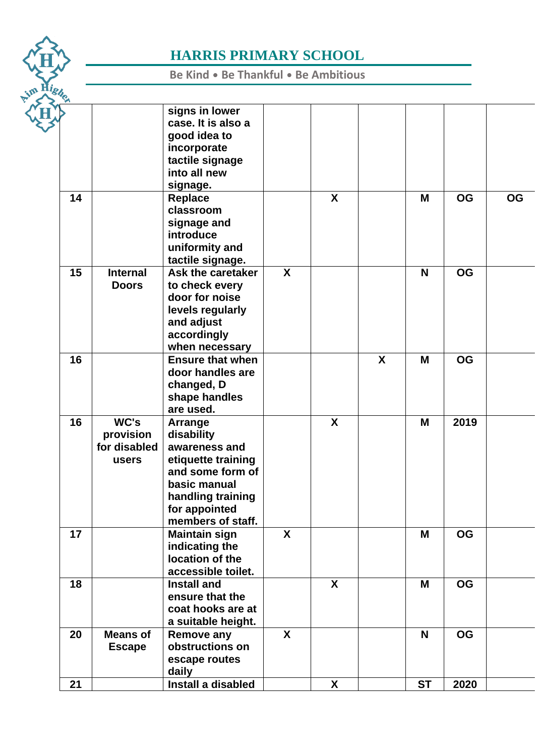# HARRIS PRIMARY SCHOOL

Be Kind • Be Thankful • Be Ambitious

| | | | | | | | | |
|---|---|---|---|---|---|---|---|---|
| | | signs in lower case. It is also a good idea to incorporate tactile signage into all new signage. | | | | | | |
| 14 | | Replace classroom signage and introduce uniformity and tactile signage. | | X | | M | OG | OG |
| 15 | Internal Doors | Ask the caretaker to check every door for noise levels regularly and adjust accordingly when necessary | X | | | N | OG | |
| 16 | | Ensure that when door handles are changed, D shape handles are used. | | | X | M | OG | |
| 16 | WC's provision for disabled users | Arrange disability awareness and etiquette training and some form of basic manual handling training for appointed members of staff. | | X | | M | 2019 | |
| 17 | | Maintain sign indicating the location of the accessible toilet. | X | | | M | OG | |
| 18 | | Install and ensure that the coat hooks are at a suitable height. | | X | | M | OG | |
| 20 | Means of Escape | Remove any obstructions on escape routes daily | X | | | N | OG | |
| 21 | | Install a disabled | | X | | ST | 2020 | |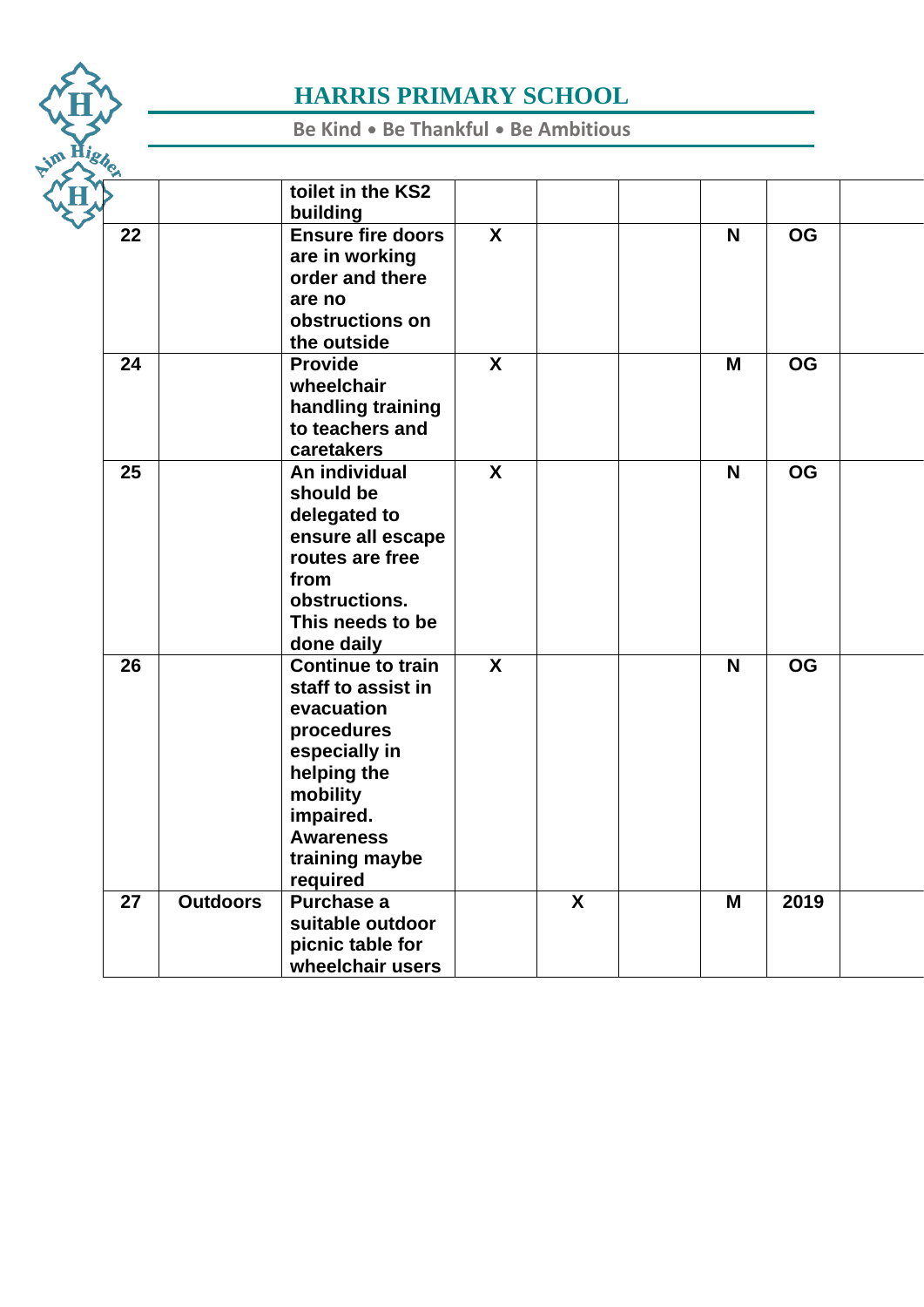| | | | | | | | | |
|---|---|---|---|---|---|---|---|---|
| | | toilet in the KS2 building | | | | | | |
| 22 | | Ensure fire doors are in working order and there are no obstructions on the outside | X | | | N | OG | |
| 24 | | Provide wheelchair handling training to teachers and caretakers | X | | | M | OG | |
| 25 | | An individual should be delegated to ensure all escape routes are free from obstructions. This needs to be done daily | X | | | N | OG | |
| 26 | | Continue to train staff to assist in evacuation procedures especially in helping the mobility impaired. Awareness training maybe required | X | | | N | OG | |
| 27 | Outdoors | Purchase a suitable outdoor picnic table for wheelchair users | | X | | M | 2019 | |